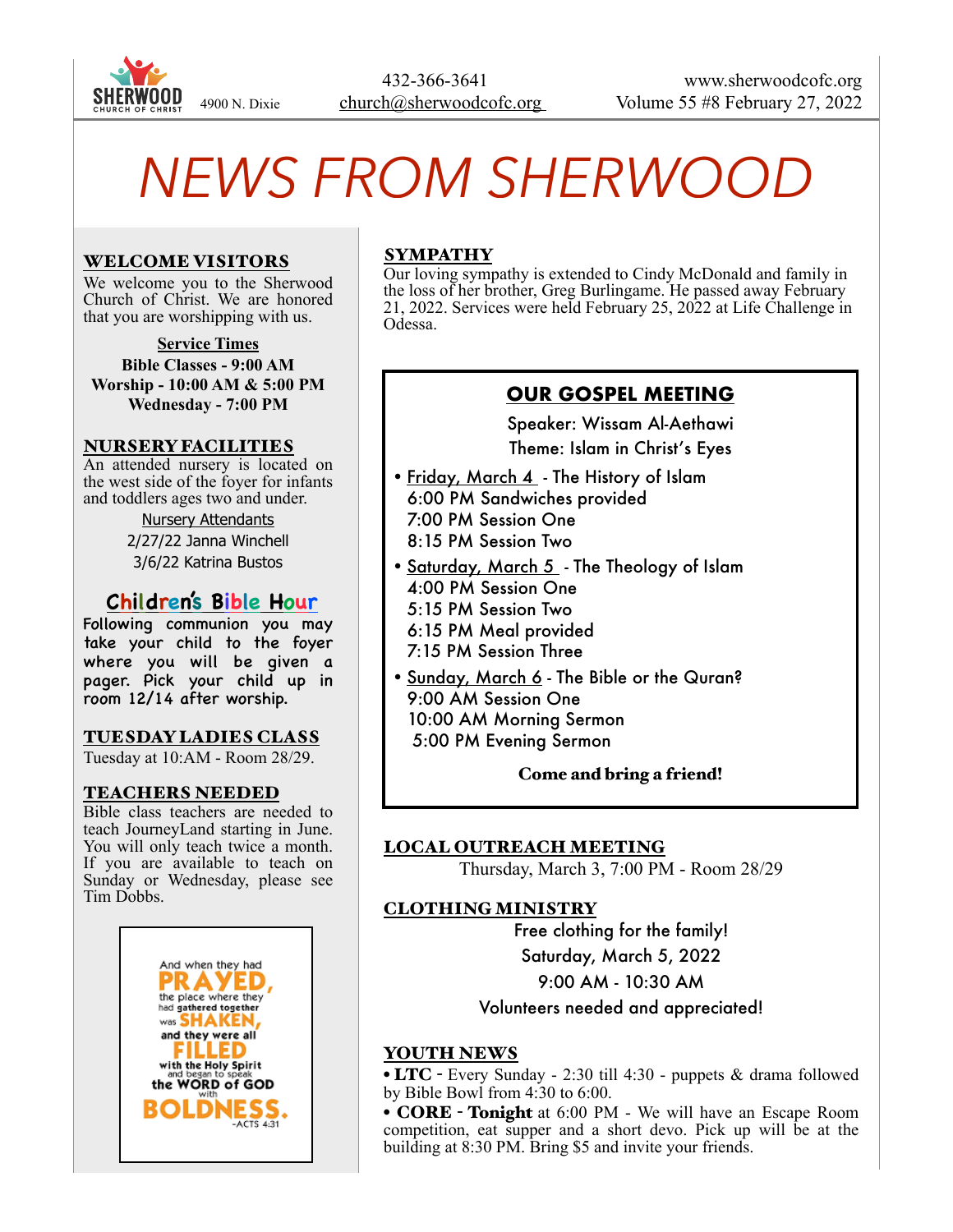SHERWOOD CHURCH OF CHRIST 4900 N. Dixie

432-366-3641
church@sherwoodcofc.org

www.sherwoodcofc.org
Volume 55 #8 February 27, 2022

# NEWS FROM SHERWOOD

## WELCOME VISITORS

We welcome you to the Sherwood Church of Christ. We are honored that you are worshipping with us.

**Service Times**
**Bible Classes - 9:00 AM**
**Worship - 10:00 AM & 5:00 PM**
**Wednesday - 7:00 PM**

## NURSERY FACILITIES

An attended nursery is located on the west side of the foyer for infants and toddlers ages two and under.

Nursery Attendants
2/27/22 Janna Winchell
3/6/22 Katrina Bustos

## Children's Bible Hour

Following communion you may take your child to the foyer where you will be given a pager. Pick your child up in room 12/14 after worship.

## TUESDAY LADIES CLASS

Tuesday at 10:AM - Room 28/29.

## TEACHERS NEEDED

Bible class teachers are needed to teach JourneyLand starting in June. You will only teach twice a month. If you are available to teach on Sunday or Wednesday, please see Tim Dobbs.

And when they had PRAYED, the place where they had gathered together was SHAKEN, and they were all FILLED with the Holy Spirit and began to speak the WORD of GOD with BOLDNESS. -ACTS 4:31

## SYMPATHY

Our loving sympathy is extended to Cindy McDonald and family in the loss of her brother, Greg Burlingame. He passed away February 21, 2022. Services were held February 25, 2022 at Life Challenge in Odessa.

## OUR GOSPEL MEETING

Speaker: Wissam Al-Aethawi
Theme: Islam in Christ's Eyes

- Friday, March 4 - The History of Islam
  - 6:00 PM Sandwiches provided
  - 7:00 PM Session One
  - 8:15 PM Session Two
- Saturday, March 5 - The Theology of Islam
  - 4:00 PM Session One
  - 5:15 PM Session Two
  - 6:15 PM Meal provided
  - 7:15 PM Session Three
- Sunday, March 6 - The Bible or the Quran?
  - 9:00 AM Session One
  - 10:00 AM Morning Sermon
  - 5:00 PM Evening Sermon

**Come and bring a friend!**

## LOCAL OUTREACH MEETING

Thursday, March 3, 7:00 PM - Room 28/29

## CLOTHING MINISTRY

Free clothing for the family!
Saturday, March 5, 2022
9:00 AM - 10:30 AM
Volunteers needed and appreciated!

## YOUTH NEWS

• **LTC** - Every Sunday - 2:30 till 4:30 - puppets & drama followed by Bible Bowl from 4:30 to 6:00.

• **CORE** - **Tonight** at 6:00 PM - We will have an Escape Room competition, eat supper and a short devo. Pick up will be at the building at 8:30 PM. Bring $5 and invite your friends.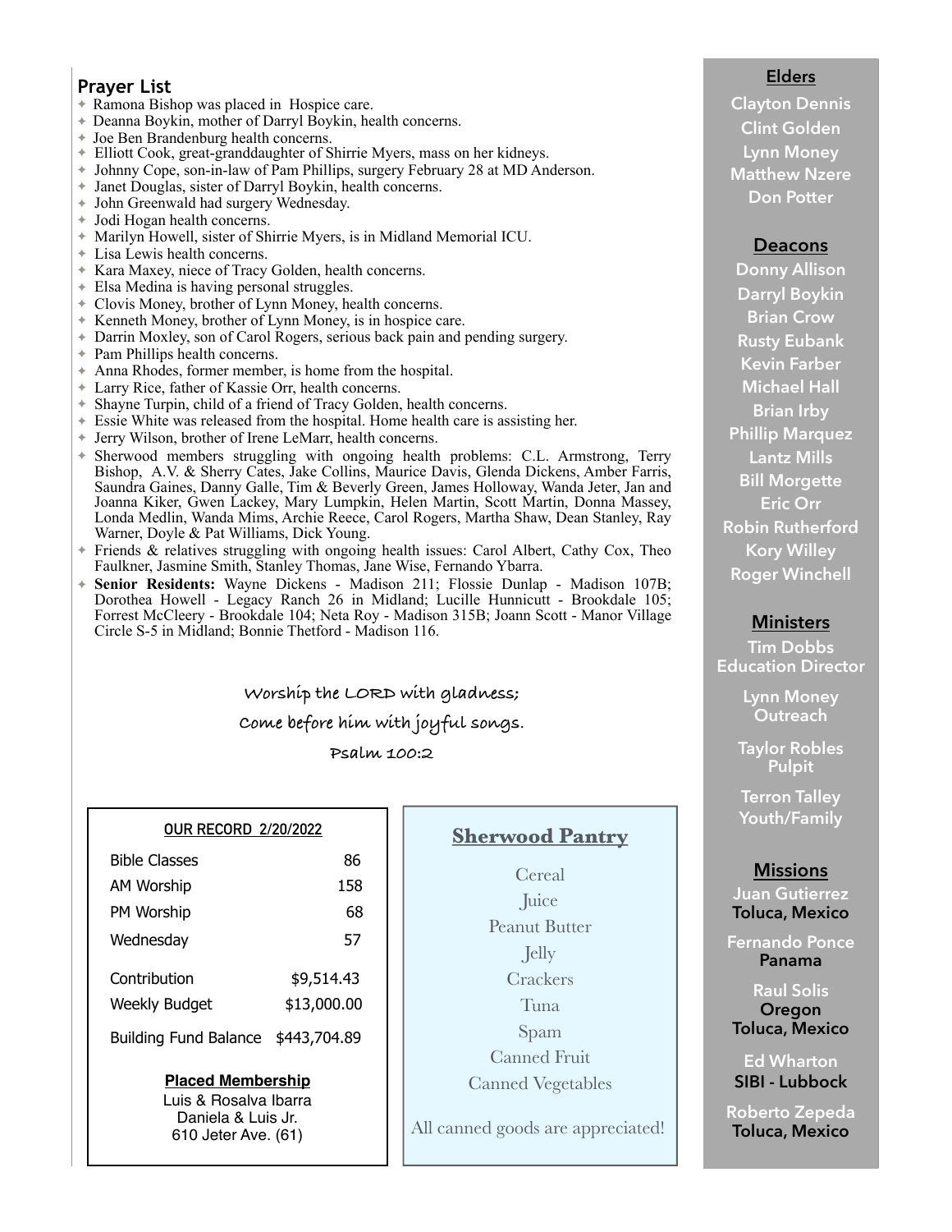## Prayer List

- Ramona Bishop was placed in Hospice care.
- Deanna Boykin, mother of Darryl Boykin, health concerns.
- Joe Ben Brandenburg health concerns.
- Elliott Cook, great-granddaughter of Shirrie Myers, mass on her kidneys.
- Johnny Cope, son-in-law of Pam Phillips, surgery February 28 at MD Anderson.
- Janet Douglas, sister of Darryl Boykin, health concerns.
- John Greenwald had surgery Wednesday.
- Jodi Hogan health concerns.
- Marilyn Howell, sister of Shirrie Myers, is in Midland Memorial ICU.
- Lisa Lewis health concerns.
- Kara Maxey, niece of Tracy Golden, health concerns.
- Elsa Medina is having personal struggles.
- Clovis Money, brother of Lynn Money, health concerns.
- Kenneth Money, brother of Lynn Money, is in hospice care.
- Darrin Moxley, son of Carol Rogers, serious back pain and pending surgery.
- Pam Phillips health concerns.
- Anna Rhodes, former member, is home from the hospital.
- Larry Rice, father of Kassie Orr, health concerns.
- Shayne Turpin, child of a friend of Tracy Golden, health concerns.
- Essie White was released from the hospital. Home health care is assisting her.
- Jerry Wilson, brother of Irene LeMarr, health concerns.
- Sherwood members struggling with ongoing health problems: C.L. Armstrong, Terry Bishop, A.V. & Sherry Cates, Jake Collins, Maurice Davis, Glenda Dickens, Amber Farris, Saundra Gaines, Danny Galle, Tim & Beverly Green, James Holloway, Wanda Jeter, Jan and Joanna Kiker, Gwen Lackey, Mary Lumpkin, Helen Martin, Scott Martin, Donna Massey, Londa Medlin, Wanda Mims, Archie Reece, Carol Rogers, Martha Shaw, Dean Stanley, Ray Warner, Doyle & Pat Williams, Dick Young.
- Friends & relatives struggling with ongoing health issues: Carol Albert, Cathy Cox, Theo Faulkner, Jasmine Smith, Stanley Thomas, Jane Wise, Fernando Ybarra.
- **Senior Residents:** Wayne Dickens - Madison 211; Flossie Dunlap - Madison 107B; Dorothea Howell - Legacy Ranch 26 in Midland; Lucille Hunnicutt - Brookdale 105; Forrest McCleery - Brookdale 104; Neta Roy - Madison 315B; Joann Scott - Manor Village Circle S-5 in Midland; Bonnie Thetford - Madison 116.

Worship the LORD with gladness;
Come before him with joyful songs.
Psalm 100:2

### OUR RECORD 2/20/2022

| | |
|---|---|
| Bible Classes | 86 |
| AM Worship | 158 |
| PM Worship | 68 |
| Wednesday | 57 |
| Contribution | $9,514.43 |
| Weekly Budget | $13,000.00 |
| Building Fund Balance | $443,704.89 |

**Placed Membership**
Luis & Rosalva Ibarra
Daniela & Luis Jr.
610 Jeter Ave. (61)

### Sherwood Pantry

Cereal
Juice
Peanut Butter
Jelly
Crackers
Tuna
Spam
Canned Fruit
Canned Vegetables

All canned goods are appreciated!

### Elders

Clayton Dennis
Clint Golden
Lynn Money
Matthew Nzere
Don Potter

### Deacons

Donny Allison
Darryl Boykin
Brian Crow
Rusty Eubank
Kevin Farber
Michael Hall
Brian Irby
Phillip Marquez
Lantz Mills
Bill Morgette
Eric Orr
Robin Rutherford
Kory Willey
Roger Winchell

### Ministers

Tim Dobbs
Education Director

Lynn Money
Outreach

Taylor Robles
Pulpit

Terron Talley
Youth/Family

### Missions

Juan Gutierrez
Toluca, Mexico

Fernando Ponce
Panama

Raul Solis
Oregon
Toluca, Mexico

Ed Wharton
SIBI - Lubbock

Roberto Zepeda
Toluca, Mexico